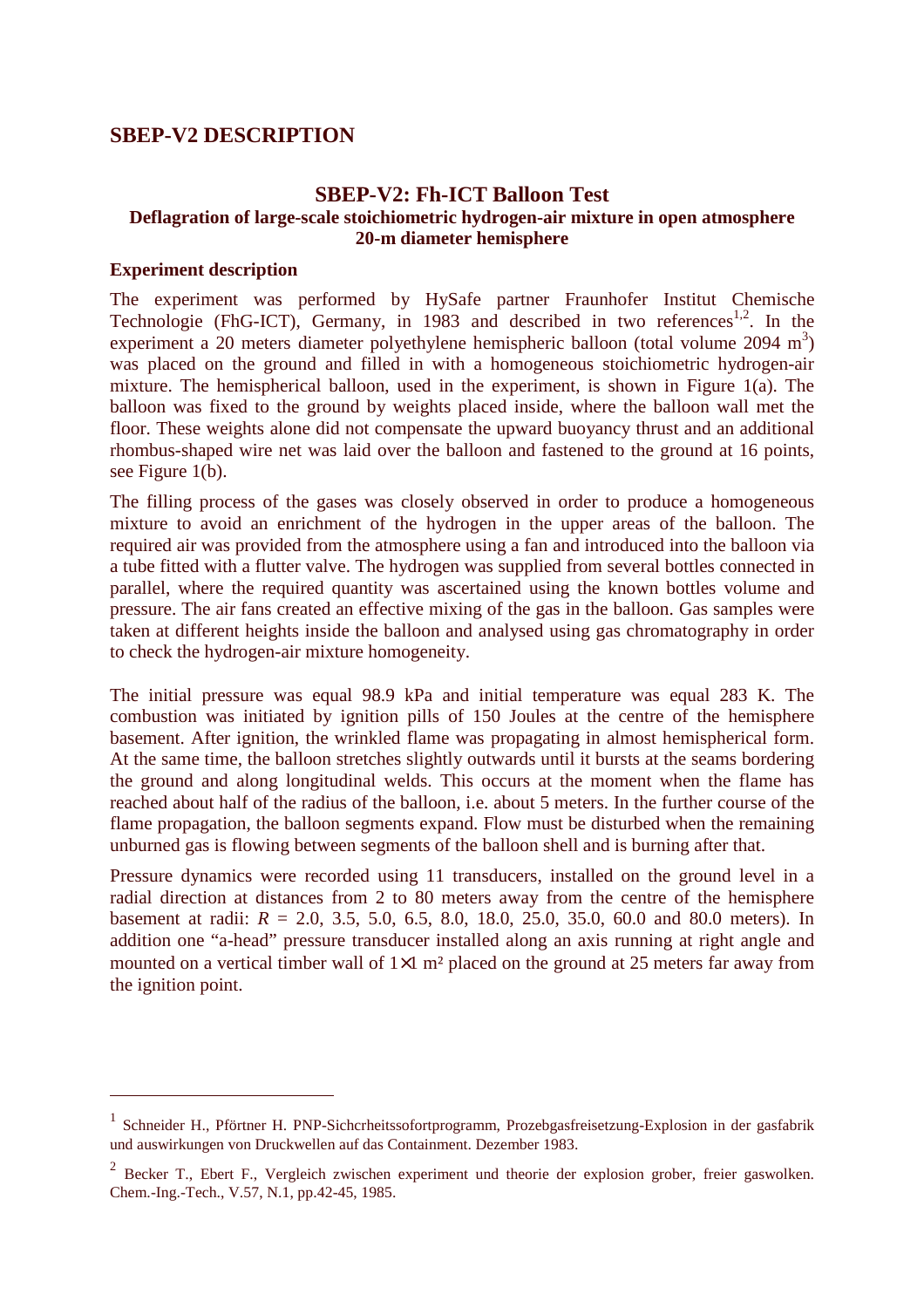## SBEP-V2 DESCRIPTION

### SBEP-V2: Fh-ICT Balloon Test

**Deflagration of large-scale stoichiometric hydrogen-air mixture in open atmosphere 20-m diameter hemisphere**

**Experiment description**

The experiment was performed by HySafe partner Fraunhofer Institut Chemische Technologie (FhG-ICT), Germany, in 1983 and described in two references[1,2]. In the experiment a 20 meters diameter polyethylene hemispheric balloon (total volume 2094 $m^3$) was placed on the ground and filled in with a homogeneous stoichiometric hydrogen-air mixture. The hemispherical balloon, used in the experiment, is shown in Figure 1(a). The balloon was fixed to the ground by weights placed inside, where the balloon wall met the floor. These weights alone did not compensate the upward buoyancy thrust and an additional rhombus-shaped wire net was laid over the balloon and fastened to the ground at 16 points, see Figure 1(b).

The filling process of the gases was closely observed in order to produce a homogeneous mixture to avoid an enrichment of the hydrogen in the upper areas of the balloon. The required air was provided from the atmosphere using a fan and introduced into the balloon via a tube fitted with a flutter valve. The hydrogen was supplied from several bottles connected in parallel, where the required quantity was ascertained using the known bottles volume and pressure. The air fans created an effective mixing of the gas in the balloon. Gas samples were taken at different heights inside the balloon and analysed using gas chromatography in order to check the hydrogen-air mixture homogeneity.

The initial pressure was equal 98.9 kPa and initial temperature was equal 283 K. The combustion was initiated by ignition pills of 150 Joules at the centre of the hemisphere basement. After ignition, the wrinkled flame was propagating in almost hemispherical form. At the same time, the balloon stretches slightly outwards until it bursts at the seams bordering the ground and along longitudinal welds. This occurs at the moment when the flame has reached about half of the radius of the balloon, i.e. about 5 meters. In the further course of the flame propagation, the balloon segments expand. Flow must be disturbed when the remaining unburned gas is flowing between segments of the balloon shell and is burning after that.

Pressure dynamics were recorded using 11 transducers, installed on the ground level in a radial direction at distances from 2 to 80 meters away from the centre of the hemisphere basement at radii: $R$ = 2.0, 3.5, 5.0, 6.5, 8.0, 18.0, 25.0, 35.0, 60.0 and 80.0 meters). In addition one "a-head" pressure transducer installed along an axis running at right angle and mounted on a vertical timber wall of $1 \times 1$ m² placed on the ground at 25 meters far away from the ignition point.

---

[1] Schneider H., Pförtner H. PNP-Sichcrheitssofortprogramm, Prozebgasfreisetzung-Explosion in der gasfabrik und auswirkungen von Druckwellen auf das Containment. Dezember 1983.

[2] Becker T., Ebert F., Vergleich zwischen experiment und theorie der explosion grober, freier gaswolken. Chem.-Ing.-Tech., V.57, N.1, pp.42-45, 1985.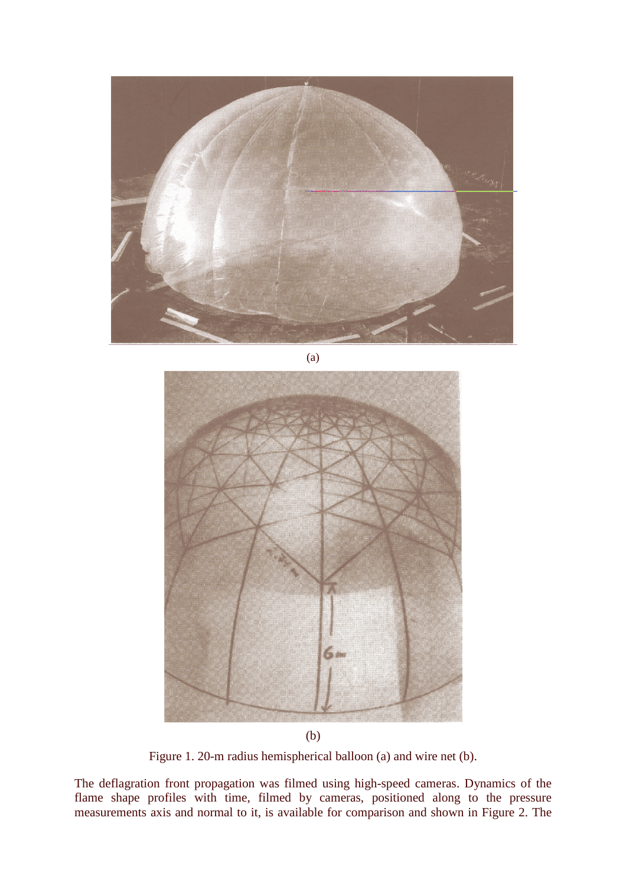(a)

(b)

Figure 1. 20-m radius hemispherical balloon (a) and wire net (b).

The deflagration front propagation was filmed using high-speed cameras. Dynamics of the flame shape profiles with time, filmed by cameras, positioned along to the pressure measurements axis and normal to it, is available for comparison and shown in Figure 2. The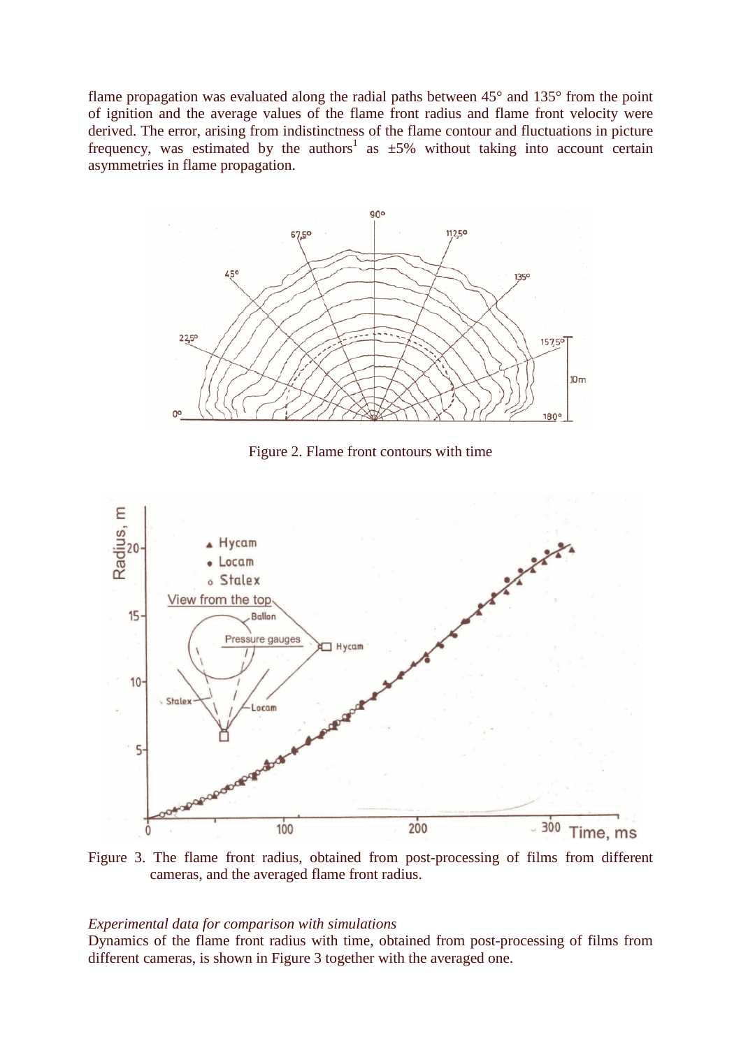flame propagation was evaluated along the radial paths between 45° and 135° from the point of ignition and the average values of the flame front radius and flame front velocity were derived. The error, arising from indistinctness of the flame contour and fluctuations in picture frequency, was estimated by the authors[1] as ±5% without taking into account certain asymmetries in flame propagation.

Figure 2. Flame front contours with time

Figure 3. The flame front radius, obtained from post-processing of films from different cameras, and the averaged flame front radius.

*Experimental data for comparison with simulations*

Dynamics of the flame front radius with time, obtained from post-processing of films from different cameras, is shown in Figure 3 together with the averaged one.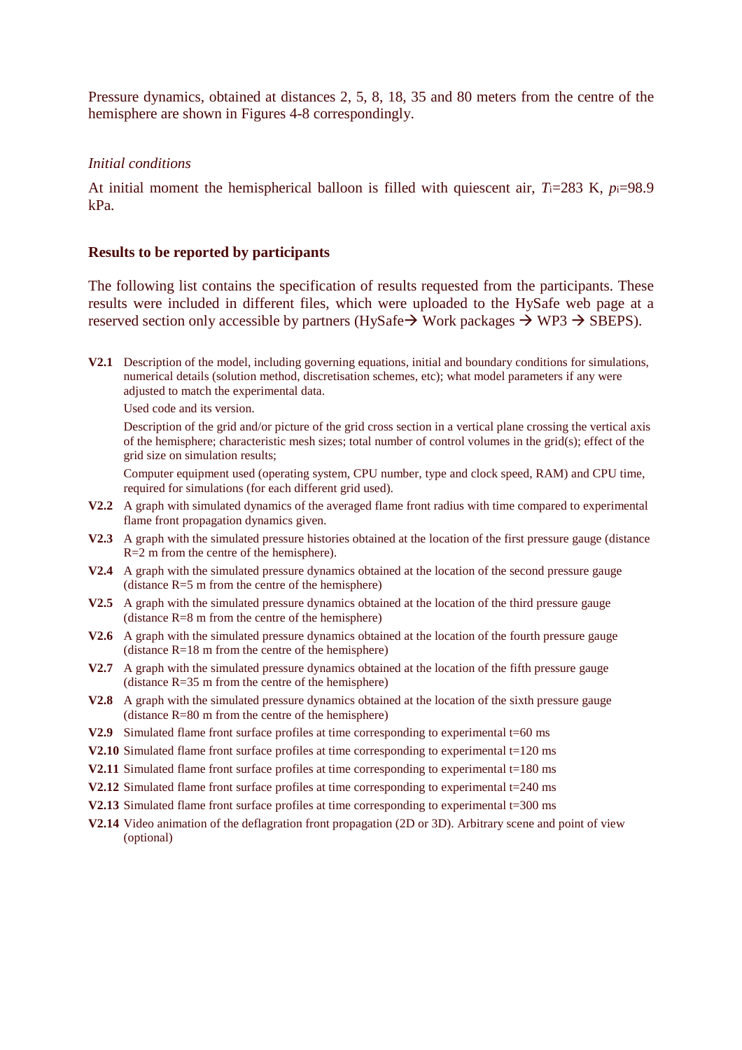Pressure dynamics, obtained at distances 2, 5, 8, 18, 35 and 80 meters from the centre of the hemisphere are shown in Figures 4-8 correspondingly.

*Initial conditions*

At initial moment the hemispherical balloon is filled with quiescent air, $T_i$=283 K, $p_i$=98.9 kPa.

**Results to be reported by participants**

The following list contains the specification of results requested from the participants. These results were included in different files, which were uploaded to the HysSafe web page at a reserved section only accessible by partners (HySafe→ Work packages → WP3 → SBEPS).

**V2.1** Description of the model, including governing equations, initial and boundary conditions for simulations, numerical details (solution method, discretisation schemes, etc); what model parameters if any were adjusted to match the experimental data.

Used code and its version.

Description of the grid and/or picture of the grid cross section in a vertical plane crossing the vertical axis of the hemisphere; characteristic mesh sizes; total number of control volumes in the grid(s); effect of the grid size on simulation results;

Computer equipment used (operating system, CPU number, type and clock speed, RAM) and CPU time, required for simulations (for each different grid used).

**V2.2** A graph with simulated dynamics of the averaged flame front radius with time compared to experimental flame front propagation dynamics given.

**V2.3** A graph with the simulated pressure histories obtained at the location of the first pressure gauge (distance R=2 m from the centre of the hemisphere).

**V2.4** A graph with the simulated pressure dynamics obtained at the location of the second pressure gauge (distance R=5 m from the centre of the hemisphere)

**V2.5** A graph with the simulated pressure dynamics obtained at the location of the third pressure gauge (distance R=8 m from the centre of the hemisphere)

**V2.6** A graph with the simulated pressure dynamics obtained at the location of the fourth pressure gauge (distance R=18 m from the centre of the hemisphere)

**V2.7** A graph with the simulated pressure dynamics obtained at the location of the fifth pressure gauge (distance R=35 m from the centre of the hemisphere)

**V2.8** A graph with the simulated pressure dynamics obtained at the location of the sixth pressure gauge (distance R=80 m from the centre of the hemisphere)

**V2.9** Simulated flame front surface profiles at time corresponding to experimental t=60 ms

**V2.10** Simulated flame front surface profiles at time corresponding to experimental t=120 ms

**V2.11** Simulated flame front surface profiles at time corresponding to experimental t=180 ms

**V2.12** Simulated flame front surface profiles at time corresponding to experimental t=240 ms

**V2.13** Simulated flame front surface profiles at time corresponding to experimental t=300 ms

**V2.14** Video animation of the deflagration front propagation (2D or 3D). Arbitrary scene and point of view (optional)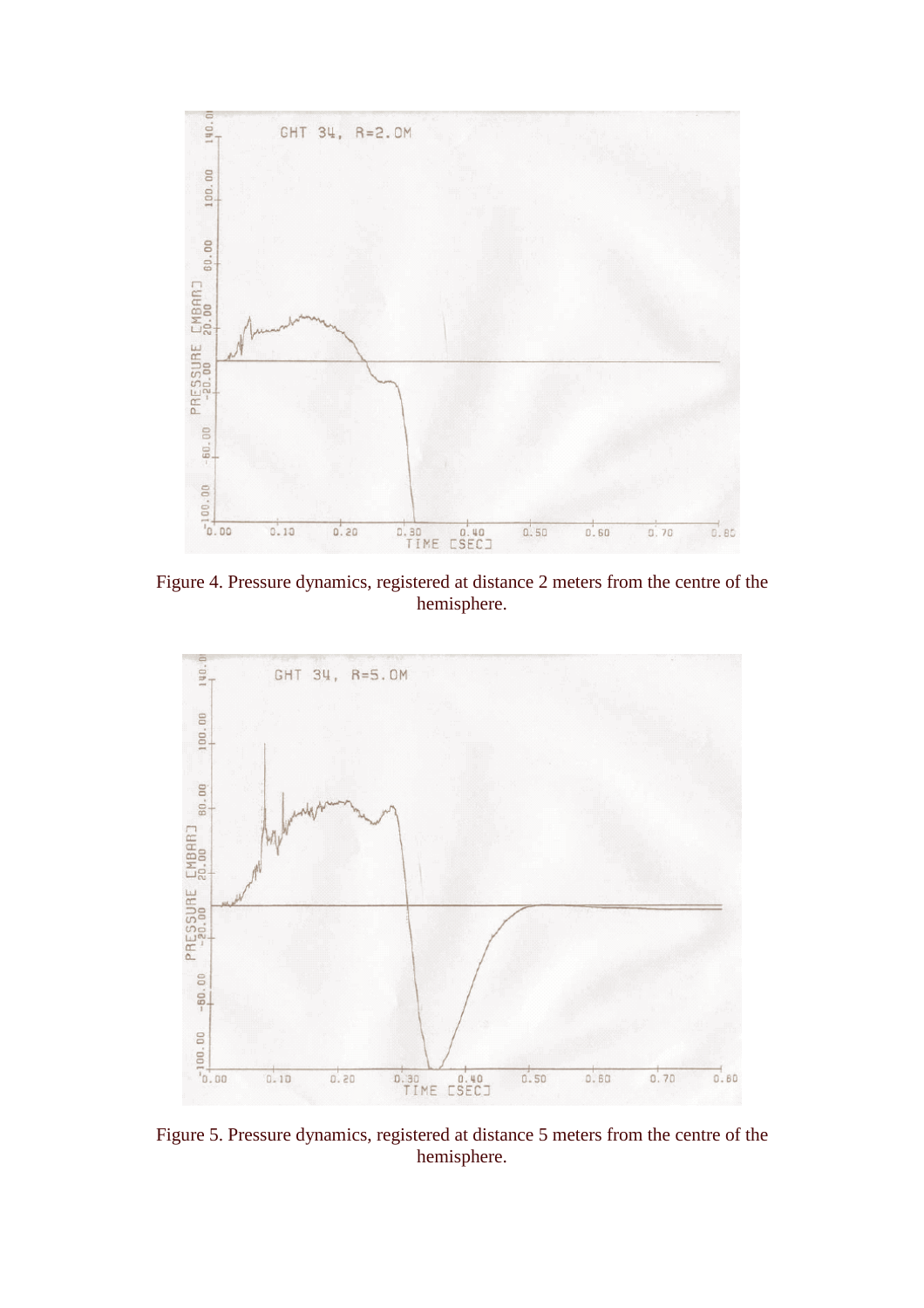Figure 4. Pressure dynamics, registered at distance 2 meters from the centre of the hemisphere.

Figure 5. Pressure dynamics, registered at distance 5 meters from the centre of the hemisphere.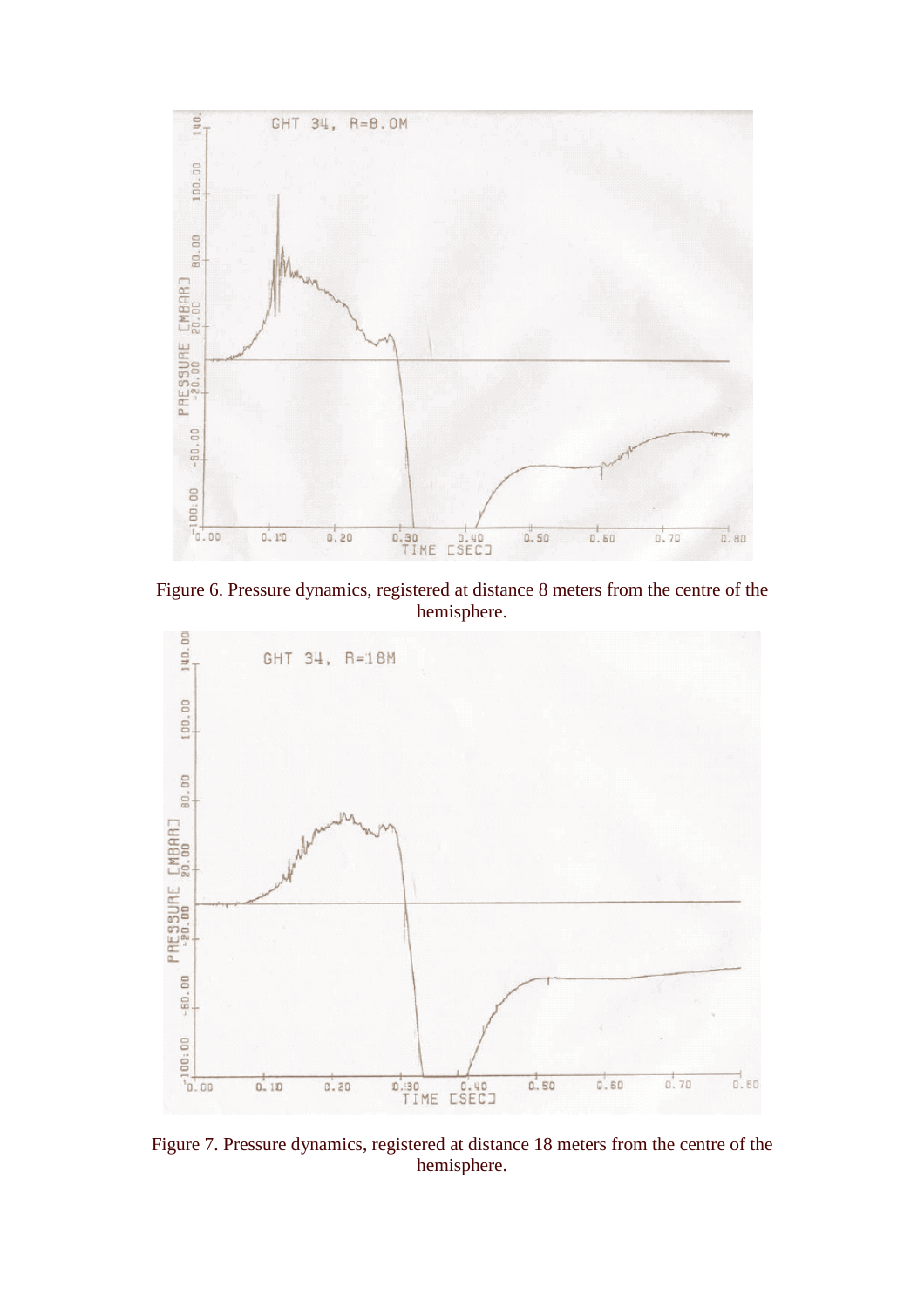Figure 6. Pressure dynamics, registered at distance 8 meters from the centre of the hemisphere.

Figure 7. Pressure dynamics, registered at distance 18 meters from the centre of the hemisphere.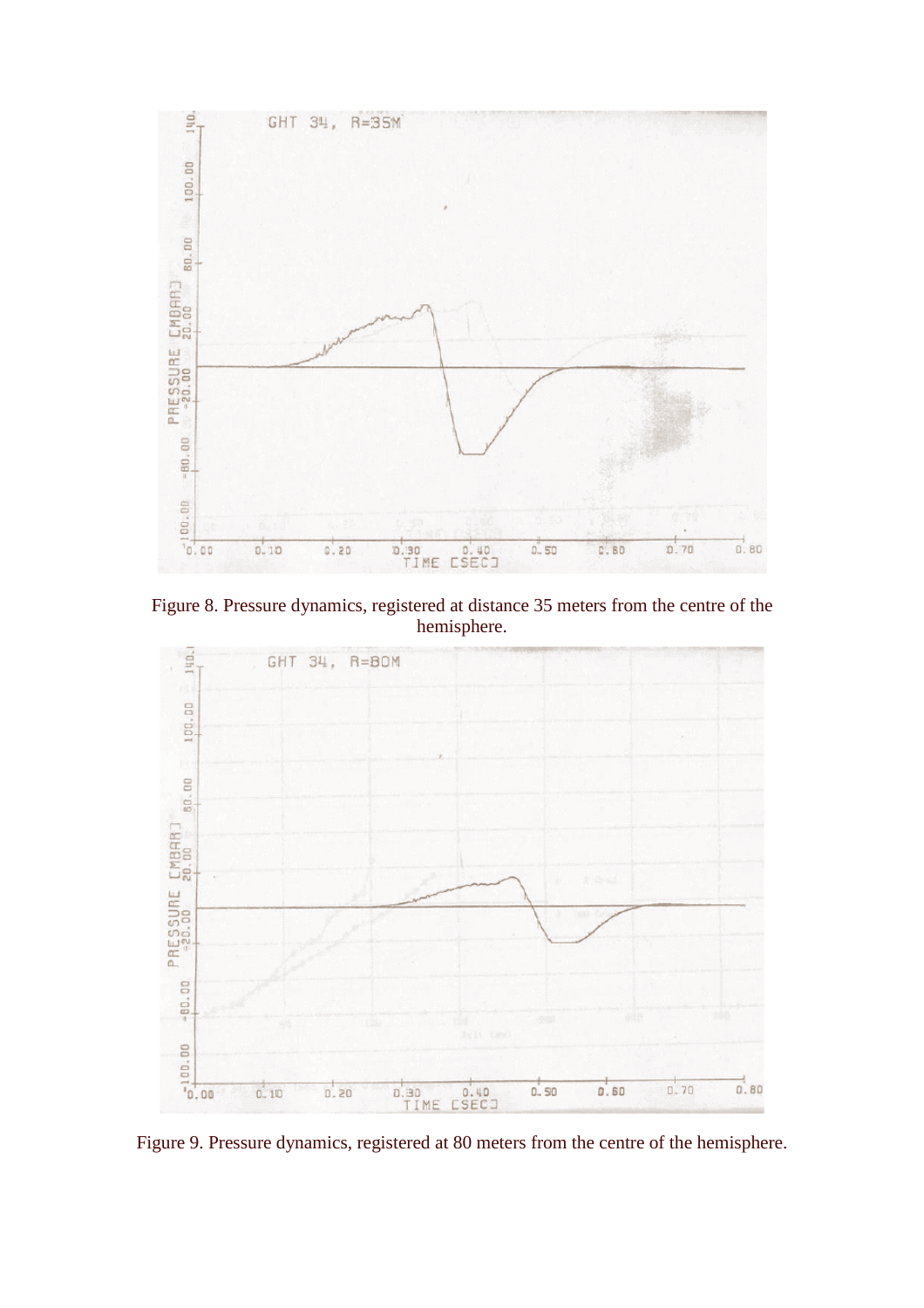GHT 34, R=35M

140.

100.00

60.00

PRESSURE [MBAR]

20.00

-20.00

-60.00

-100.00

0.00 0.10 0.20 0.30 0.40 0.50 0.60 0.70 0.80

TIME [SEC]

Figure 8. Pressure dynamics, registered at distance 35 meters from the centre of the hemisphere.

GHT 34, R=80M

140.

100.00

60.00

PRESSURE [MBAR]

20.00

-20.00

-60.00

-100.00

0.00 0.10 0.20 0.30 0.40 0.50 0.60 0.70 0.80

TIME [SEC]

Figure 9. Pressure dynamics, registered at 80 meters from the centre of the hemisphere.